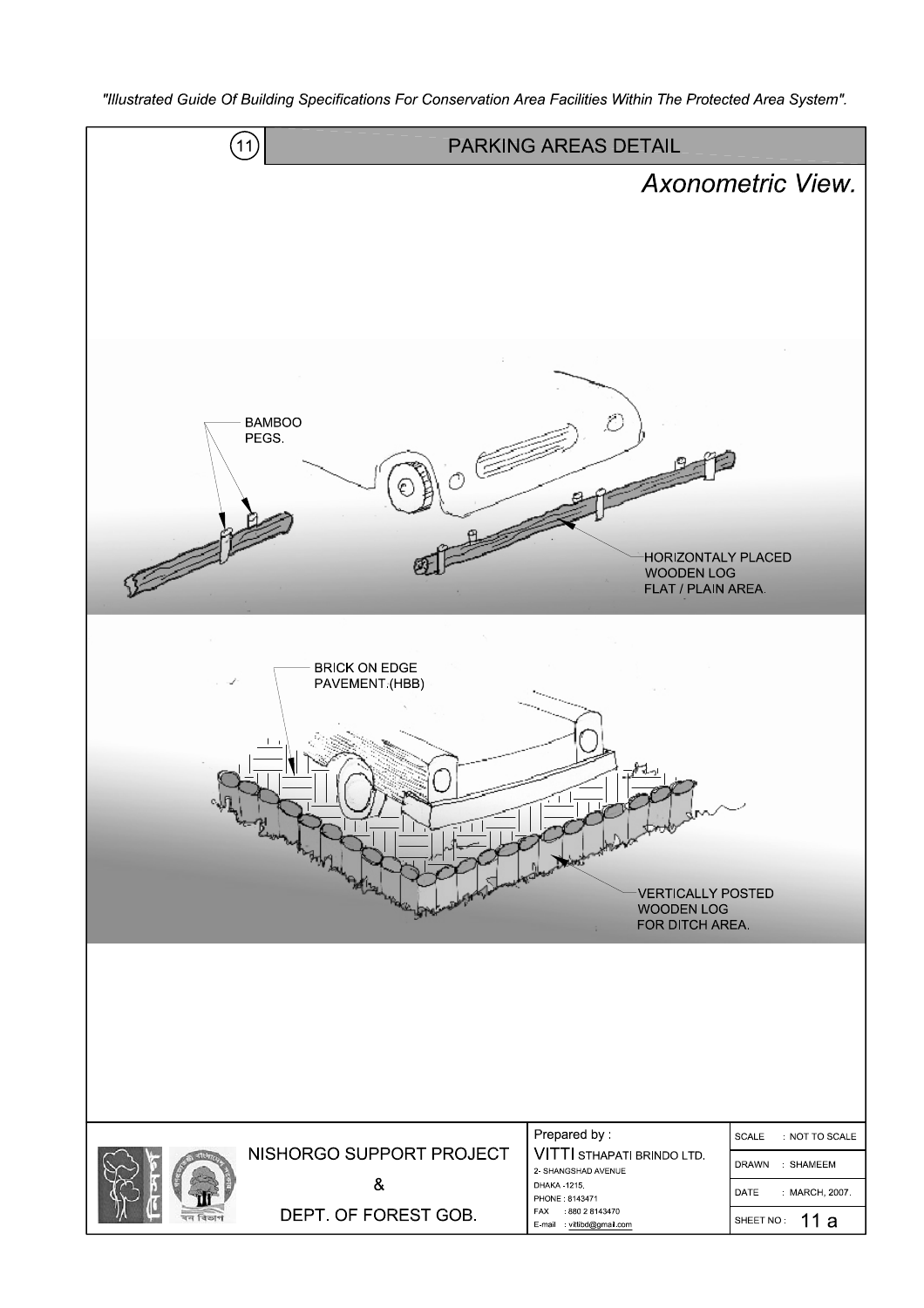"Illustrated Guide Of Building Specifications For Conservation Area Facilities Within The Protected Area System".

## 11 PARKING AREAS DETAIL

*Axonometric View.*

BAMBOO PEGS.

HORIZONTALY PLACED WOODEN LOG FLAT / PLAIN AREA.

BRICK ON EDGE PAVEMENT.(HBB)

VERTICALLY POSTED WOODEN LOG FOR DITCH AREA.

NISHORGO SUPPORT PROJECT

&

DEPT. OF FOREST GOB.

Prepared by :

VITTI STHAPATI BRINDO LTD.
2- SHANGSHAD AVENUE
DHAKA -1215.
PHONE : 8143471
FAX : 880 2 8143470
E-mail : vitlibd@gmail.com

| | |
|---|---|
| SCALE | : NOT TO SCALE |
| DRAWN | : SHAMEEM |
| DATE | : MARCH, 2007. |
| SHEET NO : | 11 a |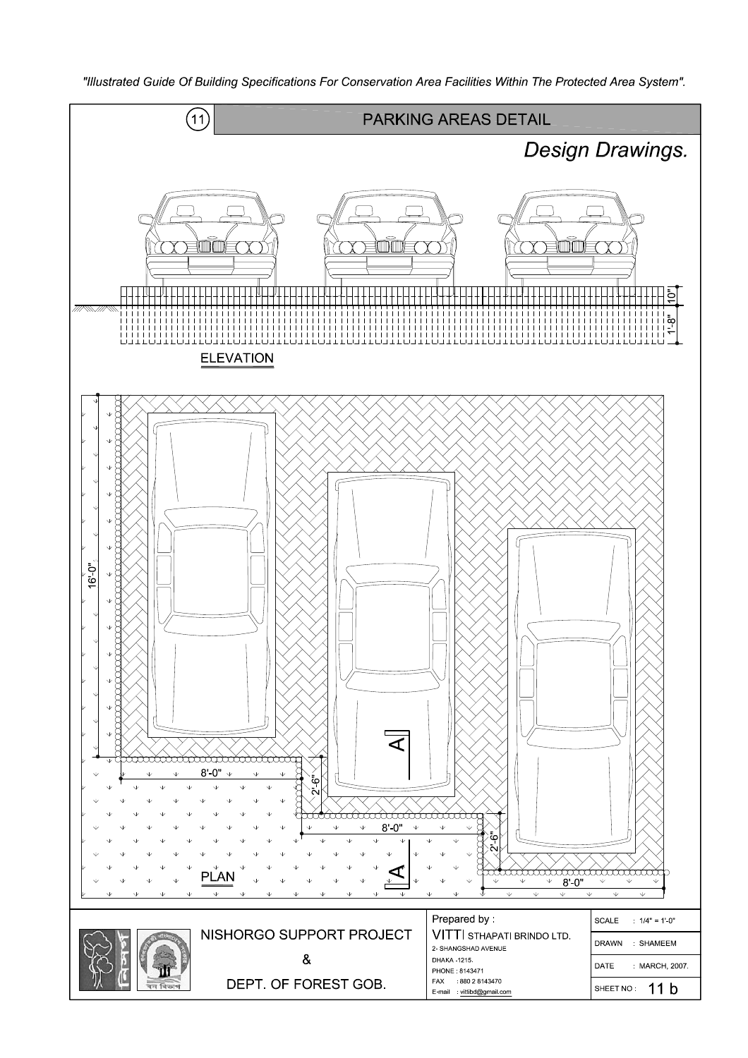"Illustrated Guide Of Building Specifications For Conservation Area Facilities Within The Protected Area System".

## 11 PARKING AREAS DETAIL

*Design Drawings.*

10"

1'-8"

ELEVATION

16'-0"

8'-0"

2'-6"

8'-0"

2'-6"

8'-0"

A

A

PLAN

NISHORGO SUPPORT PROJECT

&

DEPT. OF FOREST GOB.

Prepared by :

VITTI STHAPATI BRINDO LTD.
2- SHANGSHAD AVENUE
DHAKA -1215.
PHONE : 8143471
FAX : 880 2 8143470
E-mail : vittibd@gmail.com

| | |
|---|---|
| SCALE | : 1/4" = 1'-0" |
| DRAWN | : SHAMEEM |
| DATE | : MARCH, 2007. |
| SHEET NO : | 11 b |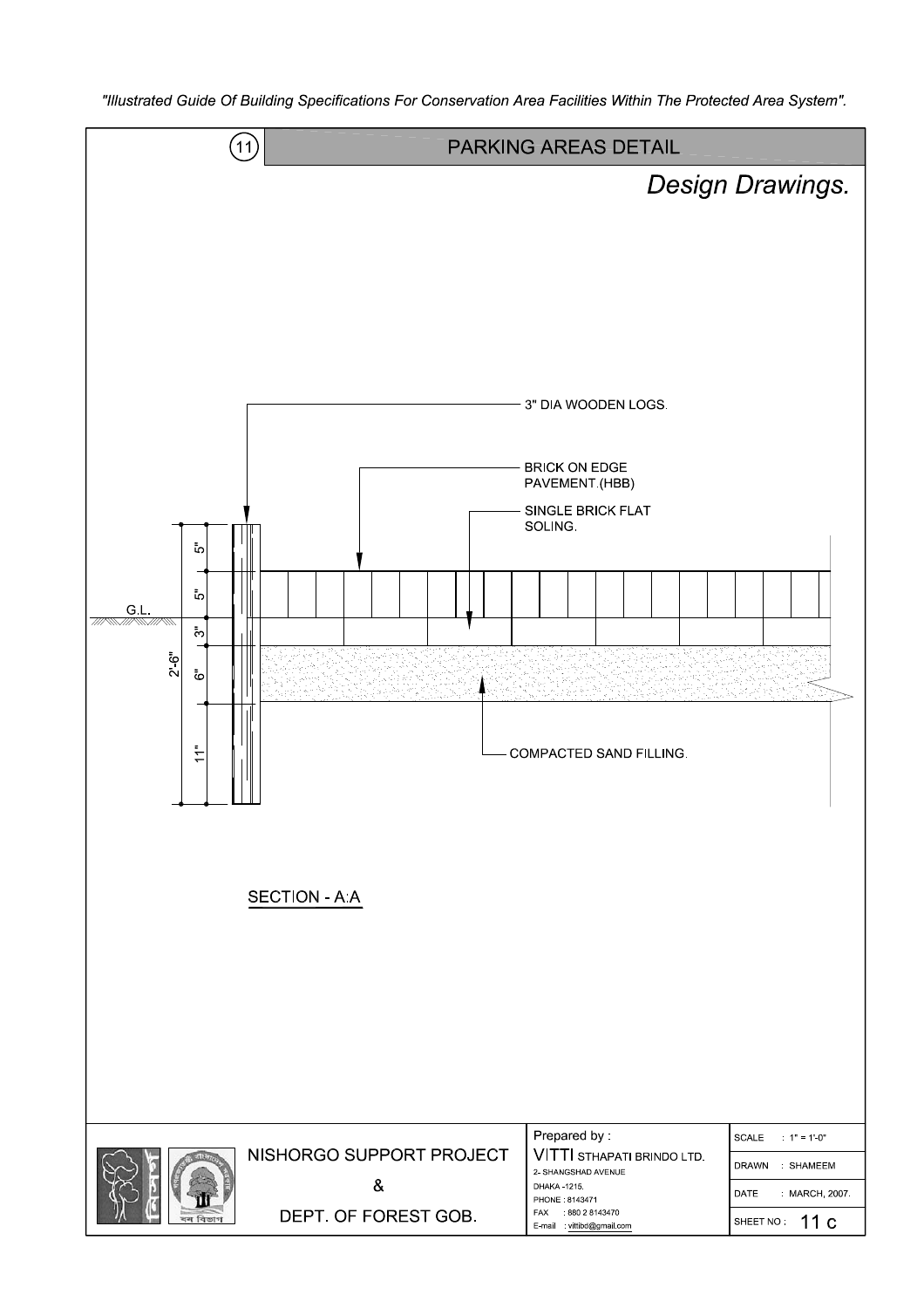# PARKING AREAS DETAIL

*Design Drawings.*

3" DIA WOODEN LOGS.

BRICK ON EDGE PAVEMENT.(HBB)

SINGLE BRICK FLAT SOLING.

G.L.

5"

5"

3"

6"

11"

2'-6"

COMPACTED SAND FILLING.

SECTION - A:A

NISHORGO SUPPORT PROJECT
&
DEPT. OF FOREST GOB.

Prepared by :
VITTI STHAPATI BRINDO LTD.
2- SHANGSHAD AVENUE
DHAKA -1215.
PHONE : 8143471
FAX : 880 2 8143470
E-mail : vittibd@gmail.com

| | |
|---|---|
| SCALE | : 1" = 1'-0" |
| DRAWN | : SHAMEEM |
| DATE | : MARCH, 2007. |
| SHEET NO : | 11 c |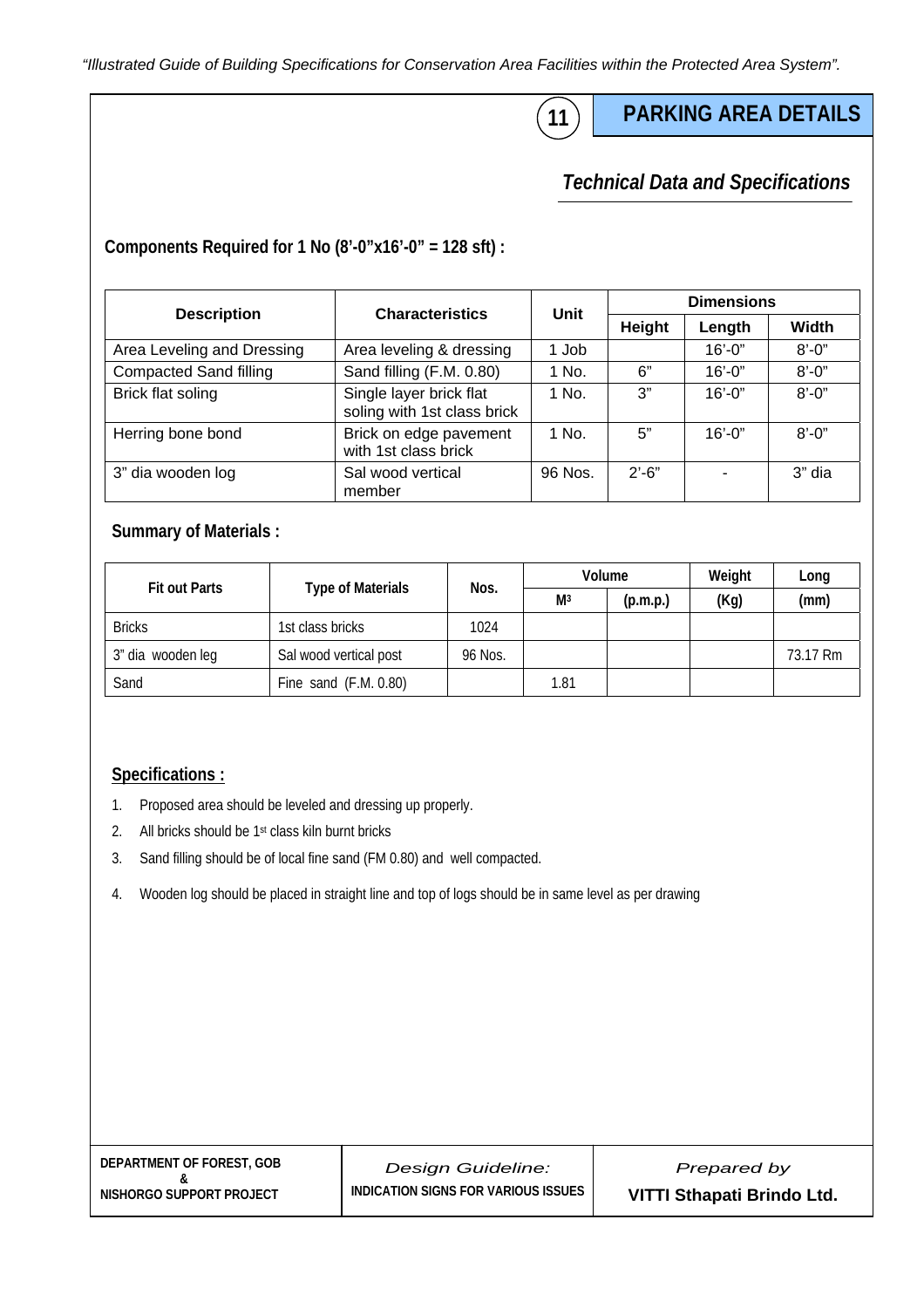## 11 PARKING AREA DETAILS

### *Technical Data and Specifications*

**Components Required for 1 No (8'-0"x16'-0" = 128 sft) :**

| Description | Characteristics | Unit | Dimensions | | |
|---|---|---|---|---|---|
| | | | Height | Length | Width |
| Area Leveling and Dressing | Area leveling & dressing | 1 Job | | 16'-0" | 8'-0" |
| Compacted Sand filling | Sand filling (F.M. 0.80) | 1 No. | 6" | 16'-0" | 8'-0" |
| Brick flat soling | Single layer brick flat soling with 1st class brick | 1 No. | 3" | 16'-0" | 8'-0" |
| Herring bone bond | Brick on edge pavement with 1st class brick | 1 No. | 5" | 16'-0" | 8'-0" |
| 3" dia wooden log | Sal wood vertical member | 96 Nos. | 2'-6" | - | 3" dia |

**Summary of Materials :**

| Fit out Parts | Type of Materials | Nos. | Volume | | Weight | Long |
|---|---|---|---|---|---|---|
| | | | $M^3$ | (p.m.p.) | (Kg) | (mm) |
| Bricks | 1st class bricks | 1024 | | | | |
| 3" dia wooden leg | Sal wood vertical post | 96 Nos. | | | | 73.17 Rm |
| Sand | Fine sand (F.M. 0.80) | | 1.81 | | | |

**Specifications :**

1. Proposed area should be leveled and dressing up properly.
2. All bricks should be 1st class kiln burnt bricks
3. Sand filling should be of local fine sand (FM 0.80) and well compacted.
4. Wooden log should be placed in straight line and top of logs should be in same level as per drawing

| | | |
|---|---|---|
| DEPARTMENT OF FOREST, GOB & NISHORGO SUPPORT PROJECT | *Design Guideline:* INDICATION SIGNS FOR VARIOUS ISSUES | *Prepared by* **VITTI Sthapati Brindo Ltd.** |